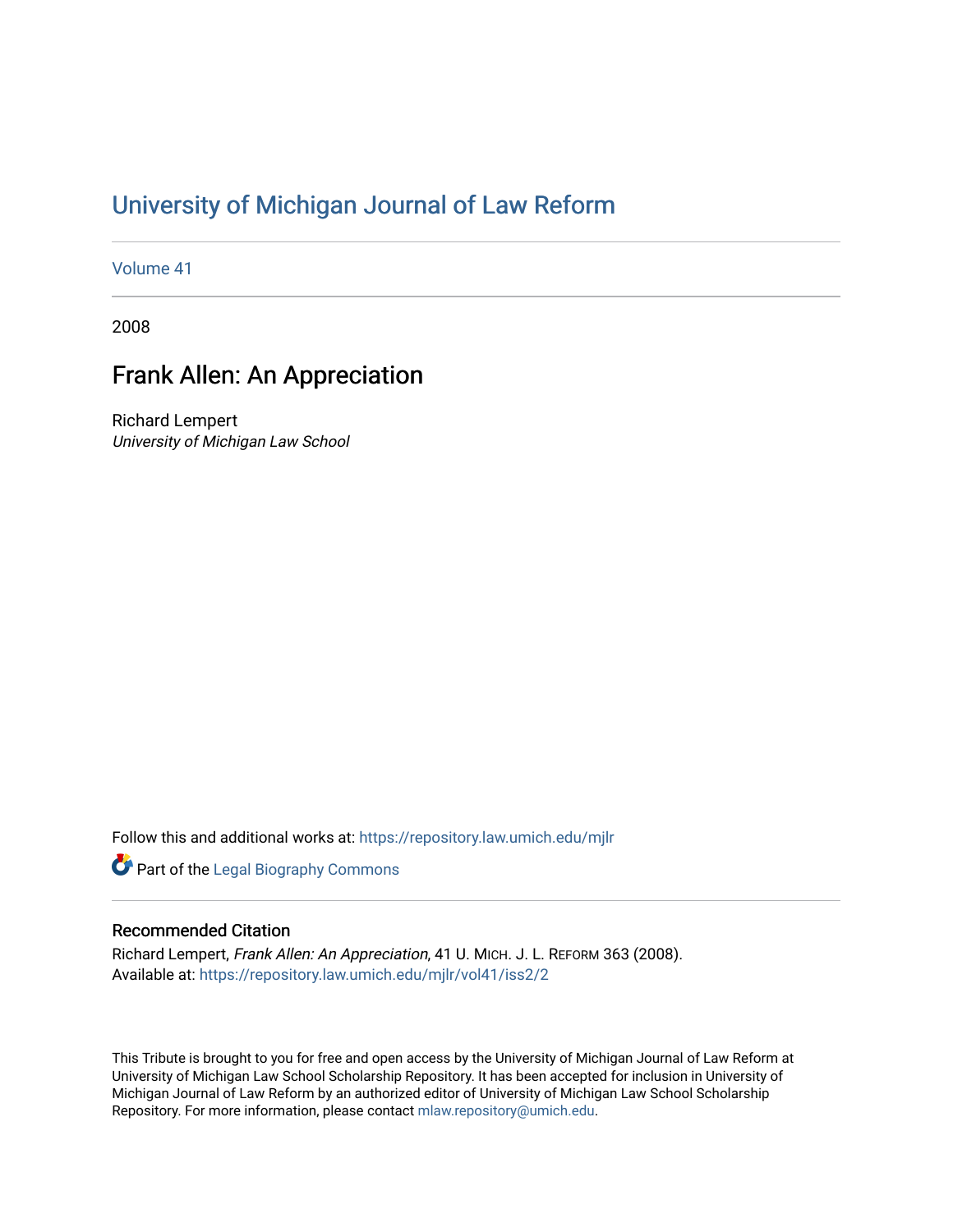# University of Michigan Journal of Law Reform

Volume 41

2008

## Frank Allen: An Appreciation

Richard Lempert
*University of Michigan Law School*

Follow this and additional works at: https://repository.law.umich.edu/mjlr

Part of the Legal Biography Commons

### Recommended Citation

Richard Lempert, *Frank Allen: An Appreciation*, 41 U. MICH. J. L. REFORM 363 (2008).
Available at: https://repository.law.umich.edu/mjlr/vol41/iss2/2

This Tribute is brought to you for free and open access by the University of Michigan Journal of Law Reform at University of Michigan Law School Scholarship Repository. It has been accepted for inclusion in University of Michigan Journal of Law Reform by an authorized editor of University of Michigan Law School Scholarship Repository. For more information, please contact mlaw.repository@umich.edu.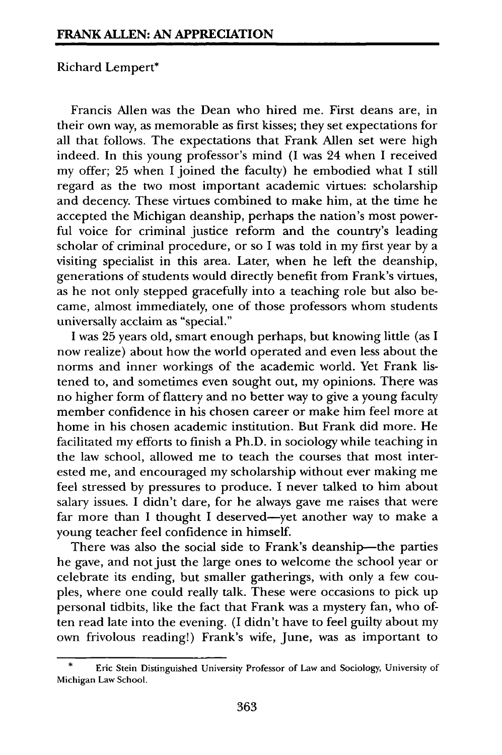## FRANK ALLEN: AN APPRECIATION

Richard Lempert*

Francis Allen was the Dean who hired me. First deans are, in their own way, as memorable as first kisses; they set expectations for all that follows. The expectations that Frank Allen set were high indeed. In this young professor's mind (I was 24 when I received my offer; 25 when I joined the faculty) he embodied what I still regard as the two most important academic virtues: scholarship and decency. These virtues combined to make him, at the time he accepted the Michigan deanship, perhaps the nation's most powerful voice for criminal justice reform and the country's leading scholar of criminal procedure, or so I was told in my first year by a visiting specialist in this area. Later, when he left the deanship, generations of students would directly benefit from Frank's virtues, as he not only stepped gracefully into a teaching role but also became, almost immediately, one of those professors whom students universally acclaim as "special."

I was 25 years old, smart enough perhaps, but knowing little (as I now realize) about how the world operated and even less about the norms and inner workings of the academic world. Yet Frank listened to, and sometimes even sought out, my opinions. There was no higher form of flattery and no better way to give a young faculty member confidence in his chosen career or make him feel more at home in his chosen academic institution. But Frank did more. He facilitated my efforts to finish a Ph.D. in sociology while teaching in the law school, allowed me to teach the courses that most interested me, and encouraged my scholarship without ever making me feel stressed by pressures to produce. I never talked to him about salary issues. I didn't dare, for he always gave me raises that were far more than I thought I deserved—yet another way to make a young teacher feel confidence in himself.

There was also the social side to Frank's deanship—the parties he gave, and not just the large ones to welcome the school year or celebrate its ending, but smaller gatherings, with only a few couples, where one could really talk. These were occasions to pick up personal tidbits, like the fact that Frank was a mystery fan, who often read late into the evening. (I didn't have to feel guilty about my own frivolous reading!) Frank's wife, June, was as important to

---

\* Eric Stein Distinguished University Professor of Law and Sociology, University of Michigan Law School.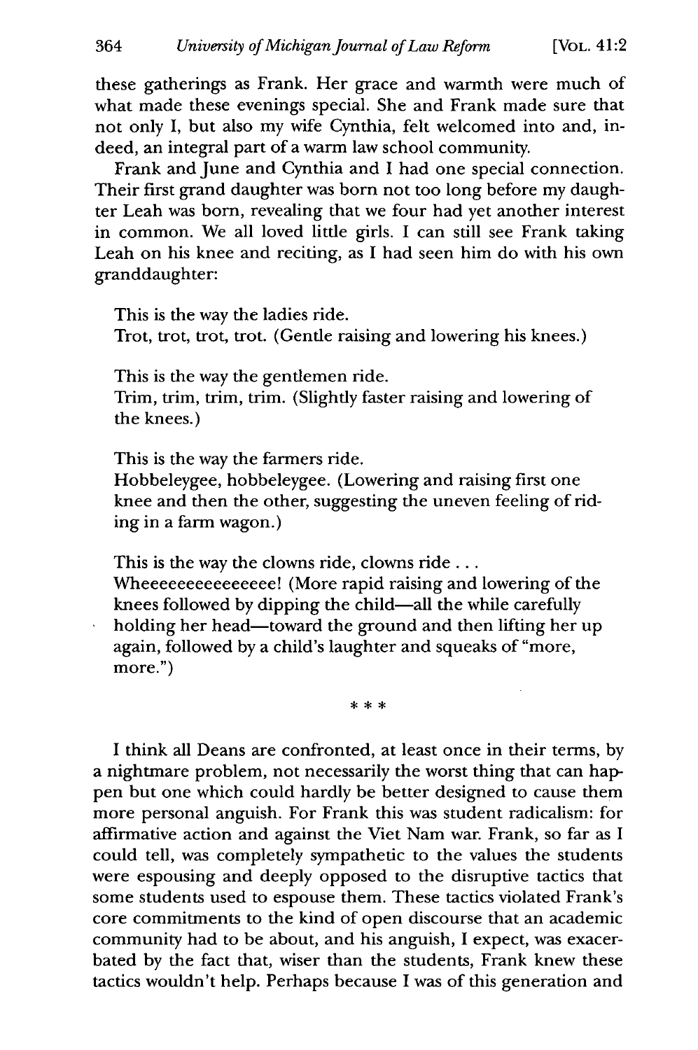these gatherings as Frank. Her grace and warmth were much of what made these evenings special. She and Frank made sure that not only I, but also my wife Cynthia, felt welcomed into and, indeed, an integral part of a warm law school community.

Frank and June and Cynthia and I had one special connection. Their first grand daughter was born not too long before my daughter Leah was born, revealing that we four had yet another interest in common. We all loved little girls. I can still see Frank taking Leah on his knee and reciting, as I had seen him do with his own granddaughter:

> This is the way the ladies ride.
> Trot, trot, trot, trot. (Gentle raising and lowering his knees.)
>
> This is the way the gentlemen ride.
> Trim, trim, trim, trim. (Slightly faster raising and lowering of the knees.)
>
> This is the way the farmers ride.
> Hobbeleygee, hobbeleygee. (Lowering and raising first one knee and then the other, suggesting the uneven feeling of riding in a farm wagon.)
>
> This is the way the clowns ride, clowns ride . . .
> Wheeeeeeeeeeeeeeee! (More rapid raising and lowering of the knees followed by dipping the child—all the while carefully holding her head—toward the ground and then lifting her up again, followed by a child's laughter and squeaks of "more, more.")

\* \* \*

I think all Deans are confronted, at least once in their terms, by a nightmare problem, not necessarily the worst thing that can happen but one which could hardly be better designed to cause them more personal anguish. For Frank this was student radicalism: for affirmative action and against the Viet Nam war. Frank, so far as I could tell, was completely sympathetic to the values the students were espousing and deeply opposed to the disruptive tactics that some students used to espouse them. These tactics violated Frank's core commitments to the kind of open discourse that an academic community had to be about, and his anguish, I expect, was exacerbated by the fact that, wiser than the students, Frank knew these tactics wouldn't help. Perhaps because I was of this generation and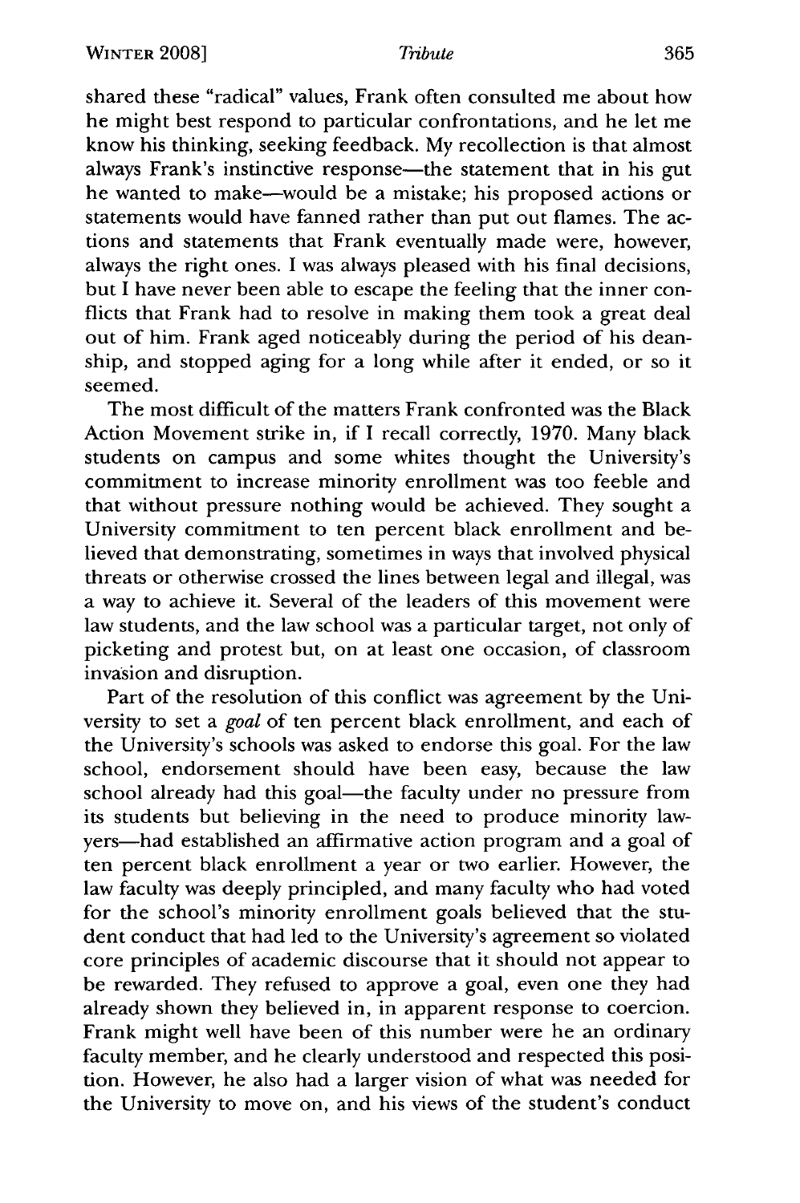shared these "radical" values, Frank often consulted me about how he might best respond to particular confrontations, and he let me know his thinking, seeking feedback. My recollection is that almost always Frank's instinctive response—the statement that in his gut he wanted to make—would be a mistake; his proposed actions or statements would have fanned rather than put out flames. The actions and statements that Frank eventually made were, however, always the right ones. I was always pleased with his final decisions, but I have never been able to escape the feeling that the inner conflicts that Frank had to resolve in making them took a great deal out of him. Frank aged noticeably during the period of his deanship, and stopped aging for a long while after it ended, or so it seemed.

The most difficult of the matters Frank confronted was the Black Action Movement strike in, if I recall correctly, 1970. Many black students on campus and some whites thought the University's commitment to increase minority enrollment was too feeble and that without pressure nothing would be achieved. They sought a University commitment to ten percent black enrollment and believed that demonstrating, sometimes in ways that involved physical threats or otherwise crossed the lines between legal and illegal, was a way to achieve it. Several of the leaders of this movement were law students, and the law school was a particular target, not only of picketing and protest but, on at least one occasion, of classroom invasion and disruption.

Part of the resolution of this conflict was agreement by the University to set a *goal* of ten percent black enrollment, and each of the University's schools was asked to endorse this goal. For the law school, endorsement should have been easy, because the law school already had this goal—the faculty under no pressure from its students but believing in the need to produce minority lawyers—had established an affirmative action program and a goal of ten percent black enrollment a year or two earlier. However, the law faculty was deeply principled, and many faculty who had voted for the school's minority enrollment goals believed that the student conduct that had led to the University's agreement so violated core principles of academic discourse that it should not appear to be rewarded. They refused to approve a goal, even one they had already shown they believed in, in apparent response to coercion. Frank might well have been of this number were he an ordinary faculty member, and he clearly understood and respected this position. However, he also had a larger vision of what was needed for the University to move on, and his views of the student's conduct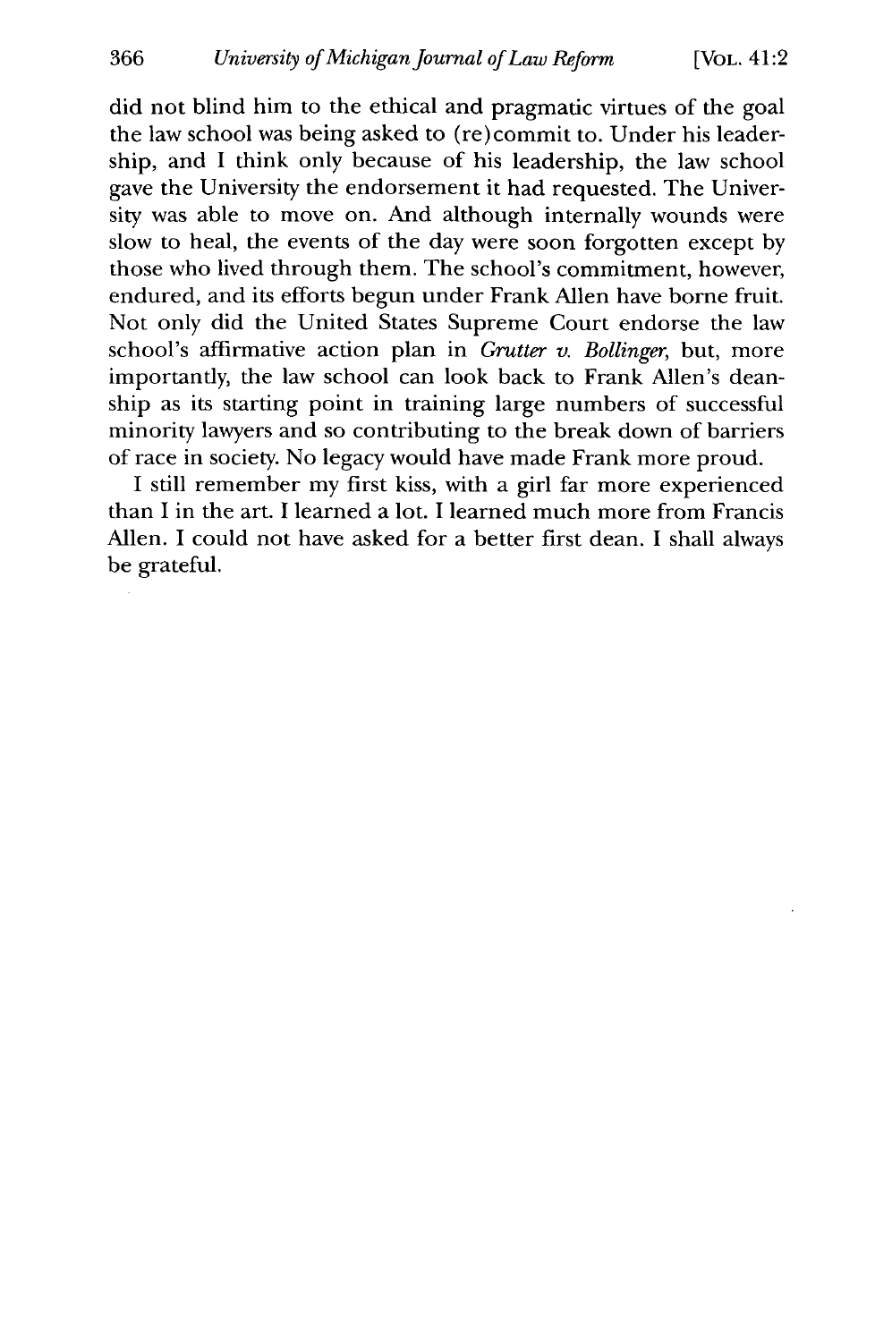did not blind him to the ethical and pragmatic virtues of the goal the law school was being asked to (re)commit to. Under his leadership, and I think only because of his leadership, the law school gave the University the endorsement it had requested. The University was able to move on. And although internally wounds were slow to heal, the events of the day were soon forgotten except by those who lived through them. The school's commitment, however, endured, and its efforts begun under Frank Allen have borne fruit. Not only did the United States Supreme Court endorse the law school's affirmative action plan in *Grutter v. Bollinger*, but, more importantly, the law school can look back to Frank Allen's deanship as its starting point in training large numbers of successful minority lawyers and so contributing to the break down of barriers of race in society. No legacy would have made Frank more proud.

I still remember my first kiss, with a girl far more experienced than I in the art. I learned a lot. I learned much more from Francis Allen. I could not have asked for a better first dean. I shall always be grateful.